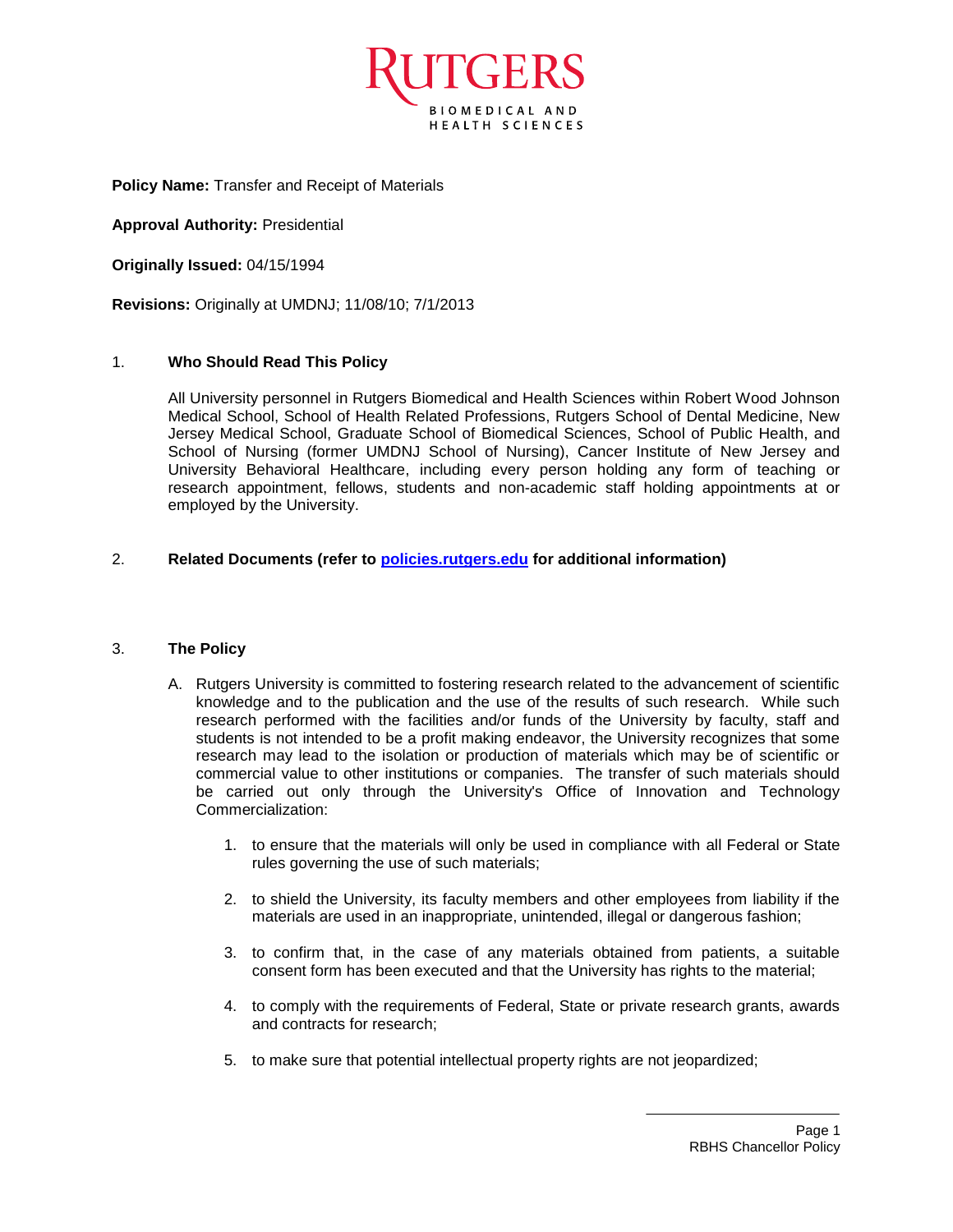**Policy Name:** Transfer and Receipt of Materials

**Approval Authority:** Presidential

**Originally Issued:** 04/15/1994

**Revisions:** Originally at UMDNJ; 11/08/10; 7/1/2013

## 1. Who Should Read This Policy

All University personnel in Rutgers Biomedical and Health Sciences within Robert Wood Johnson Medical School, School of Health Related Professions, Rutgers School of Dental Medicine, New Jersey Medical School, Graduate School of Biomedical Sciences, School of Public Health, and School of Nursing (former UMDNJ School of Nursing), Cancer Institute of New Jersey and University Behavioral Healthcare, including every person holding any form of teaching or research appointment, fellows, students and non-academic staff holding appointments at or employed by the University.

## 2. Related Documents (refer to [policies.rutgers.edu](http://policies.rutgers.edu) for additional information)

## 3. The Policy

A. Rutgers University is committed to fostering research related to the advancement of scientific knowledge and to the publication and the use of the results of such research. While such research performed with the facilities and/or funds of the University by faculty, staff and students is not intended to be a profit making endeavor, the University recognizes that some research may lead to the isolation or production of materials which may be of scientific or commercial value to other institutions or companies. The transfer of such materials should be carried out only through the University's Office of Innovation and Technology Commercialization:

1. to ensure that the materials will only be used in compliance with all Federal or State rules governing the use of such materials;
2. to shield the University, its faculty members and other employees from liability if the materials are used in an inappropriate, unintended, illegal or dangerous fashion;
3. to confirm that, in the case of any materials obtained from patients, a suitable consent form has been executed and that the University has rights to the material;
4. to comply with the requirements of Federal, State or private research grants, awards and contracts for research;
5. to make sure that potential intellectual property rights are not jeopardized;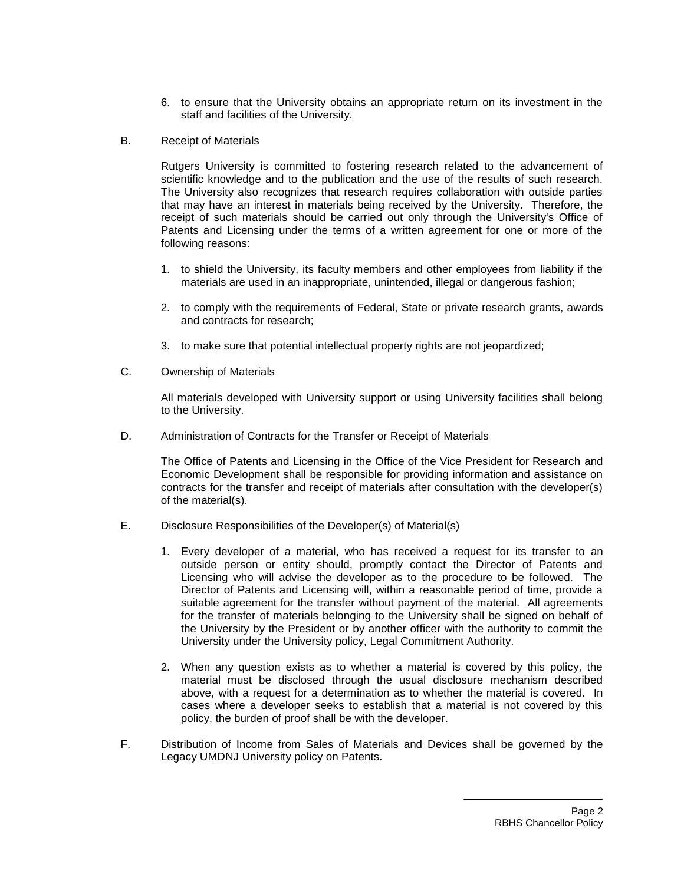6. to ensure that the University obtains an appropriate return on its investment in the staff and facilities of the University.

B. Receipt of Materials

Rutgers University is committed to fostering research related to the advancement of scientific knowledge and to the publication and the use of the results of such research. The University also recognizes that research requires collaboration with outside parties that may have an interest in materials being received by the University. Therefore, the receipt of such materials should be carried out only through the University's Office of Patents and Licensing under the terms of a written agreement for one or more of the following reasons:

1. to shield the University, its faculty members and other employees from liability if the materials are used in an inappropriate, unintended, illegal or dangerous fashion;

2. to comply with the requirements of Federal, State or private research grants, awards and contracts for research;

3. to make sure that potential intellectual property rights are not jeopardized;

C. Ownership of Materials

All materials developed with University support or using University facilities shall belong to the University.

D. Administration of Contracts for the Transfer or Receipt of Materials

The Office of Patents and Licensing in the Office of the Vice President for Research and Economic Development shall be responsible for providing information and assistance on contracts for the transfer and receipt of materials after consultation with the developer(s) of the material(s).

E. Disclosure Responsibilities of the Developer(s) of Material(s)

1. Every developer of a material, who has received a request for its transfer to an outside person or entity should, promptly contact the Director of Patents and Licensing who will advise the developer as to the procedure to be followed. The Director of Patents and Licensing will, within a reasonable period of time, provide a suitable agreement for the transfer without payment of the material. All agreements for the transfer of materials belonging to the University shall be signed on behalf of the University by the President or by another officer with the authority to commit the University under the University policy, Legal Commitment Authority.

2. When any question exists as to whether a material is covered by this policy, the material must be disclosed through the usual disclosure mechanism described above, with a request for a determination as to whether the material is covered. In cases where a developer seeks to establish that a material is not covered by this policy, the burden of proof shall be with the developer.

F. Distribution of Income from Sales of Materials and Devices shall be governed by the Legacy UMDNJ University policy on Patents.